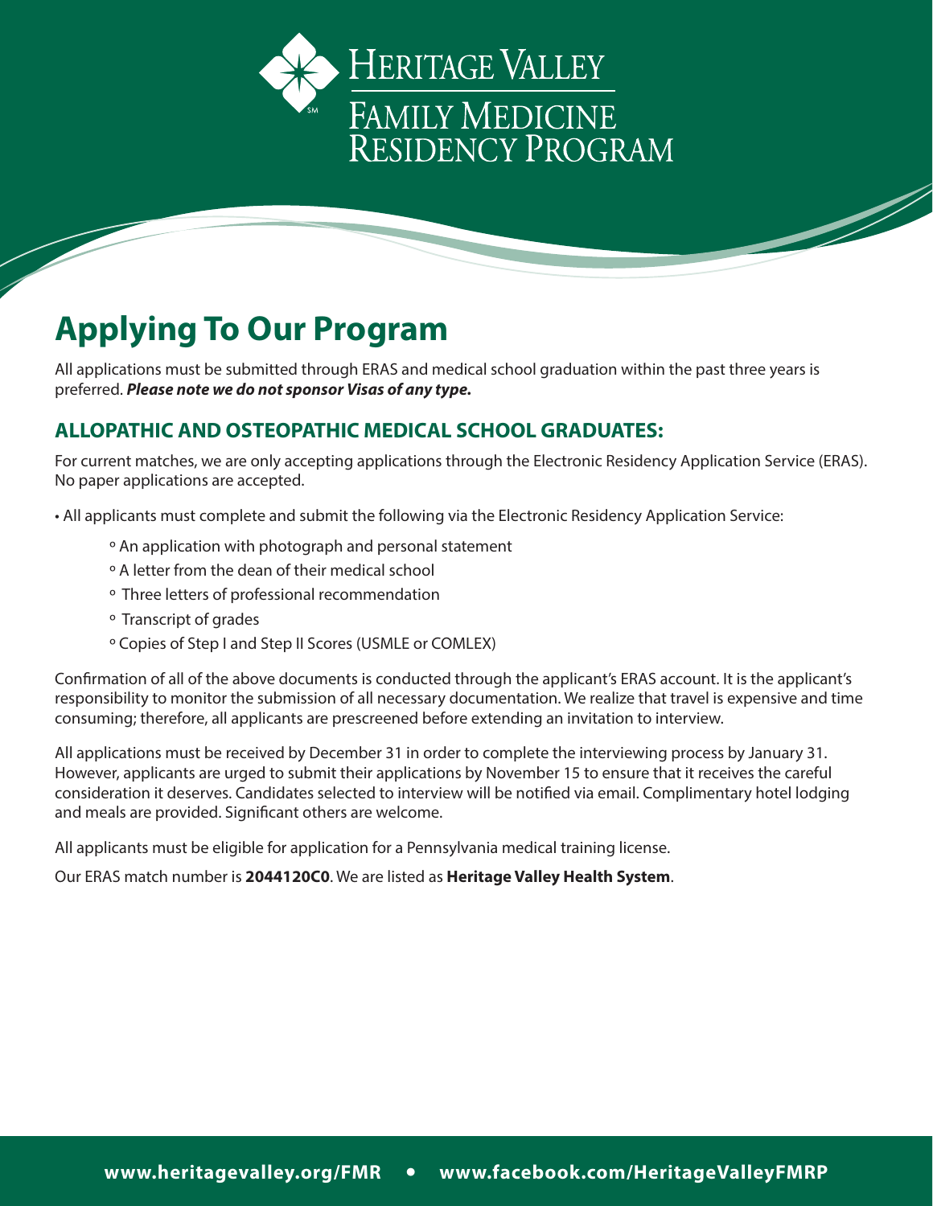# Heritage Valley Family Medicine Residency Program

## Applying To Our Program

All applications must be submitted through ERAS and medical school graduation within the past three years is preferred. ***Please note we do not sponsor Visas of any type.***

### ALLOPATHIC AND OSTEOPATHIC MEDICAL SCHOOL GRADUATES:

For current matches, we are only accepting applications through the Electronic Residency Application Service (ERAS). No paper applications are accepted.

- All applicants must complete and submit the following via the Electronic Residency Application Service:
  - An application with photograph and personal statement
  - A letter from the dean of their medical school
  - Three letters of professional recommendation
  - Transcript of grades
  - Copies of Step I and Step II Scores (USMLE or COMLEX)

Confirmation of all of the above documents is conducted through the applicant's ERAS account. It is the applicant's responsibility to monitor the submission of all necessary documentation. We realize that travel is expensive and time consuming; therefore, all applicants are prescreened before extending an invitation to interview.

All applications must be received by December 31 in order to complete the interviewing process by January 31. However, applicants are urged to submit their applications by November 15 to ensure that it receives the careful consideration it deserves. Candidates selected to interview will be notified via email. Complimentary hotel lodging and meals are provided. Significant others are welcome.

All applicants must be eligible for application for a Pennsylvania medical training license.

Our ERAS match number is **2044120C0**. We are listed as **Heritage Valley Health System**.

**www.heritagevalley.org/FMR • www.facebook.com/HeritageValleyFMRP**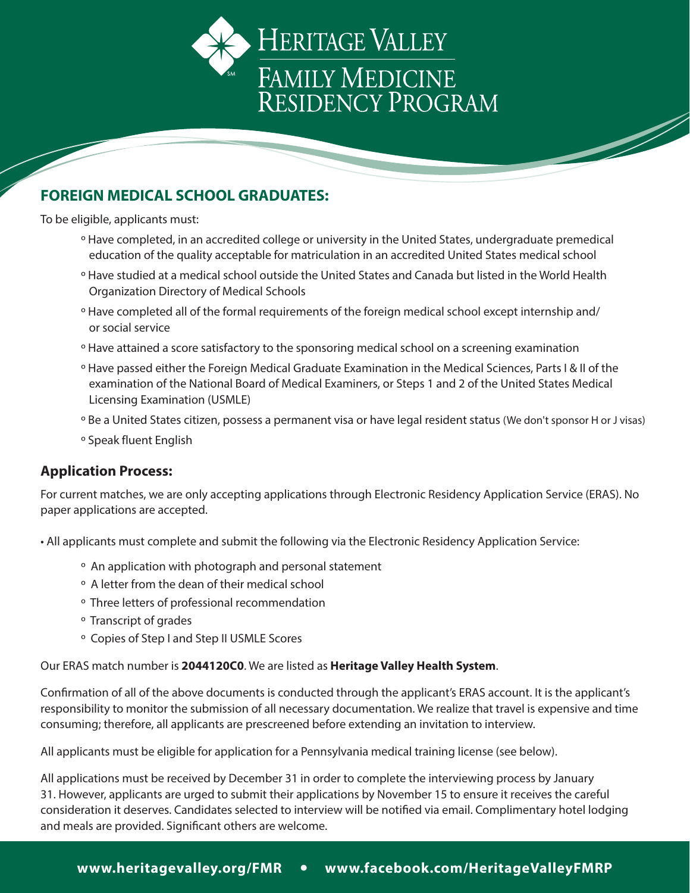# Heritage Valley Family Medicine Residency Program

## FOREIGN MEDICAL SCHOOL GRADUATES:

To be eligible, applicants must:

- Have completed, in an accredited college or university in the United States, undergraduate premedical education of the quality acceptable for matriculation in an accredited United States medical school
- Have studied at a medical school outside the United States and Canada but listed in the World Health Organization Directory of Medical Schools
- Have completed all of the formal requirements of the foreign medical school except internship and/or social service
- Have attained a score satisfactory to the sponsoring medical school on a screening examination
- Have passed either the Foreign Medical Graduate Examination in the Medical Sciences, Parts I & II of the examination of the National Board of Medical Examiners, or Steps 1 and 2 of the United States Medical Licensing Examination (USMLE)
- Be a United States citizen, possess a permanent visa or have legal resident status (We don't sponsor H or J visas)
- Speak fluent English

### Application Process:

For current matches, we are only accepting applications through Electronic Residency Application Service (ERAS). No paper applications are accepted.

- All applicants must complete and submit the following via the Electronic Residency Application Service:
  - An application with photograph and personal statement
  - A letter from the dean of their medical school
  - Three letters of professional recommendation
  - Transcript of grades
  - Copies of Step I and Step II USMLE Scores

Our ERAS match number is **2044120C0**. We are listed as **Heritage Valley Health System**.

Confirmation of all of the above documents is conducted through the applicant's ERAS account. It is the applicant's responsibility to monitor the submission of all necessary documentation. We realize that travel is expensive and time consuming; therefore, all applicants are prescreened before extending an invitation to interview.

All applicants must be eligible for application for a Pennsylvania medical training license (see below).

All applications must be received by December 31 in order to complete the interviewing process by January 31. However, applicants are urged to submit their applications by November 15 to ensure it receives the careful consideration it deserves. Candidates selected to interview will be notified via email. Complimentary hotel lodging and meals are provided. Significant others are welcome.

**www.heritagevalley.org/FMR • www.facebook.com/HeritageValleyFMRP**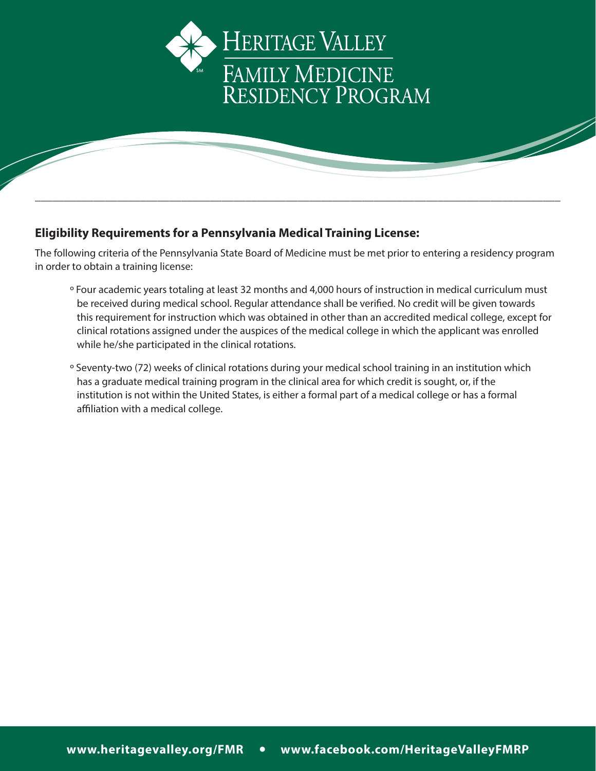# Heritage Valley Family Medicine Residency Program

## Eligibility Requirements for a Pennsylvania Medical Training License:

The following criteria of the Pennsylvania State Board of Medicine must be met prior to entering a residency program in order to obtain a training license:

- Four academic years totaling at least 32 months and 4,000 hours of instruction in medical curriculum must be received during medical school. Regular attendance shall be verified. No credit will be given towards this requirement for instruction which was obtained in other than an accredited medical college, except for clinical rotations assigned under the auspices of the medical college in which the applicant was enrolled while he/she participated in the clinical rotations.
- Seventy-two (72) weeks of clinical rotations during your medical school training in an institution which has a graduate medical training program in the clinical area for which credit is sought, or, if the institution is not within the United States, is either a formal part of a medical college or has a formal affiliation with a medical college.

www.heritagevalley.org/FMR • www.facebook.com/HeritageValleyFMRP